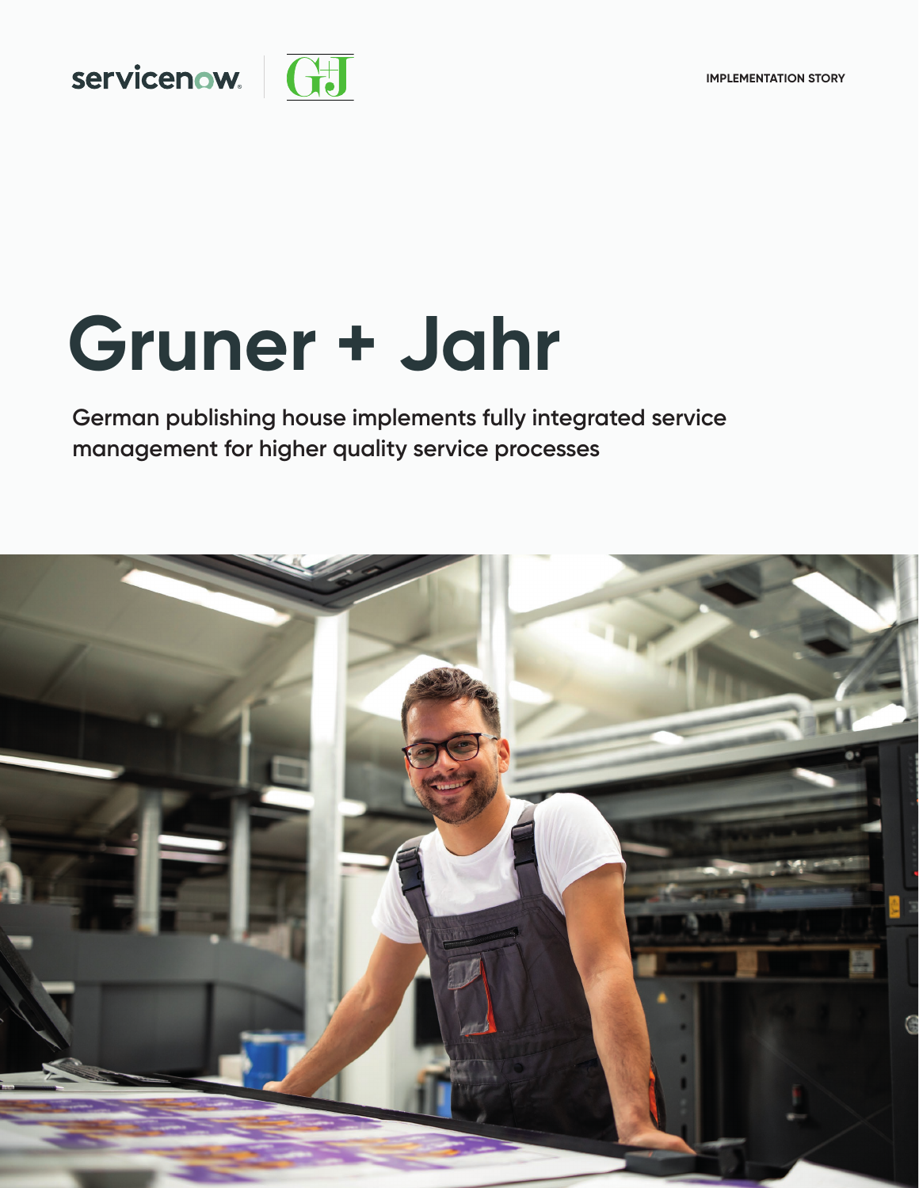IMPLEMENTATION STORY

# Gruner + Jahr

German publishing house implements fully integrated service management for higher quality service processes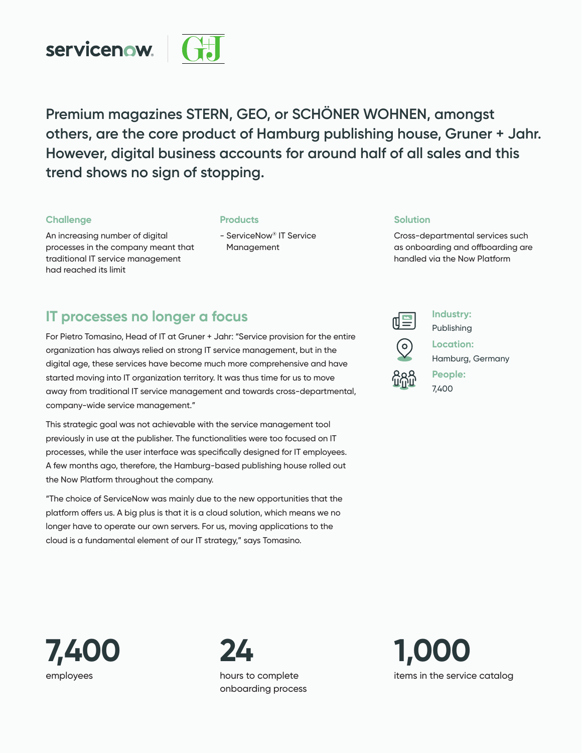Premium magazines STERN, GEO, or SCHÖNER WOHNEN, amongst others, are the core product of Hamburg publishing house, Gruner + Jahr. However, digital business accounts for around half of all sales and this trend shows no sign of stopping.

**Challenge**

An increasing number of digital processes in the company meant that traditional IT service management had reached its limit

**Products**

- ServiceNow® IT Service Management

**Solution**

Cross-departmental services such as onboarding and offboarding are handled via the Now Platform

## IT processes no longer a focus

For Pietro Tomasino, Head of IT at Gruner + Jahr: "Service provision for the entire organization has always relied on strong IT service management, but in the digital age, these services have become much more comprehensive and have started moving into IT organization territory. It was thus time for us to move away from traditional IT service management and towards cross-departmental, company-wide service management."

This strategic goal was not achievable with the service management tool previously in use at the publisher. The functionalities were too focused on IT processes, while the user interface was specifically designed for IT employees. A few months ago, therefore, the Hamburg-based publishing house rolled out the Now Platform throughout the company.

"The choice of ServiceNow was mainly due to the new opportunities that the platform offers us. A big plus is that it is a cloud solution, which means we no longer have to operate our own servers. For us, moving applications to the cloud is a fundamental element of our IT strategy," says Tomasino.

**Industry:**
Publishing

**Location:**
Hamburg, Germany

**People:**
7,400

**7,400**
employees

**24**
hours to complete onboarding process

**1,000**
items in the service catalog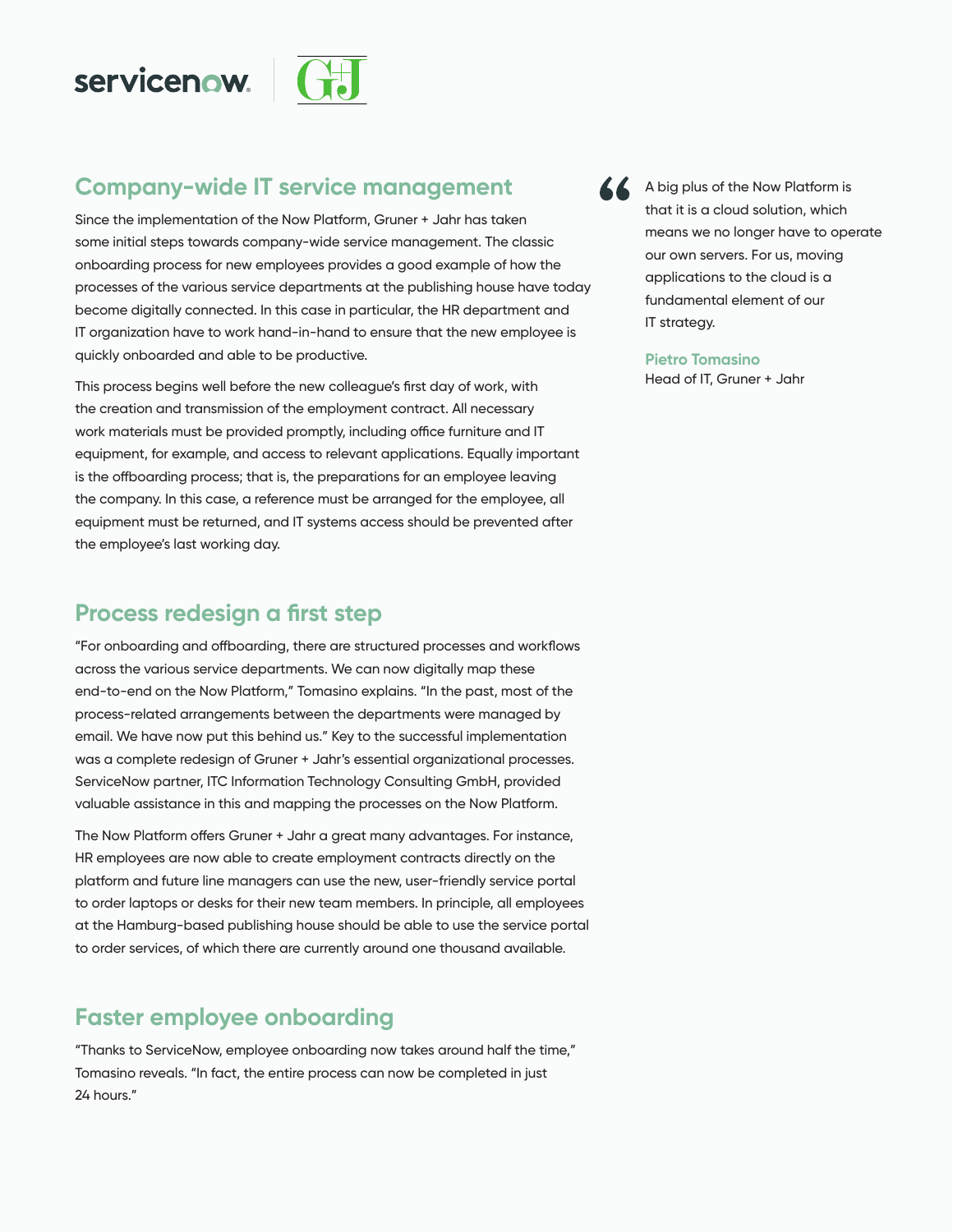## Company-wide IT service management

Since the implementation of the Now Platform, Gruner + Jahr has taken some initial steps towards company-wide service management. The classic onboarding process for new employees provides a good example of how the processes of the various service departments at the publishing house have today become digitally connected. In this case in particular, the HR department and IT organization have to work hand-in-hand to ensure that the new employee is quickly onboarded and able to be productive.

This process begins well before the new colleague's first day of work, with the creation and transmission of the employment contract. All necessary work materials must be provided promptly, including office furniture and IT equipment, for example, and access to relevant applications. Equally important is the offboarding process; that is, the preparations for an employee leaving the company. In this case, a reference must be arranged for the employee, all equipment must be returned, and IT systems access should be prevented after the employee's last working day.

> A big plus of the Now Platform is that it is a cloud solution, which means we no longer have to operate our own servers. For us, moving applications to the cloud is a fundamental element of our IT strategy.
>
> **Pietro Tomasino**
> Head of IT, Gruner + Jahr

## Process redesign a first step

"For onboarding and offboarding, there are structured processes and workflows across the various service departments. We can now digitally map these end-to-end on the Now Platform," Tomasino explains. "In the past, most of the process-related arrangements between the departments were managed by email. We have now put this behind us." Key to the successful implementation was a complete redesign of Gruner + Jahr's essential organizational processes. ServiceNow partner, ITC Information Technology Consulting GmbH, provided valuable assistance in this and mapping the processes on the Now Platform.

The Now Platform offers Gruner + Jahr a great many advantages. For instance, HR employees are now able to create employment contracts directly on the platform and future line managers can use the new, user-friendly service portal to order laptops or desks for their new team members. In principle, all employees at the Hamburg-based publishing house should be able to use the service portal to order services, of which there are currently around one thousand available.

## Faster employee onboarding

"Thanks to ServiceNow, employee onboarding now takes around half the time," Tomasino reveals. "In fact, the entire process can now be completed in just 24 hours."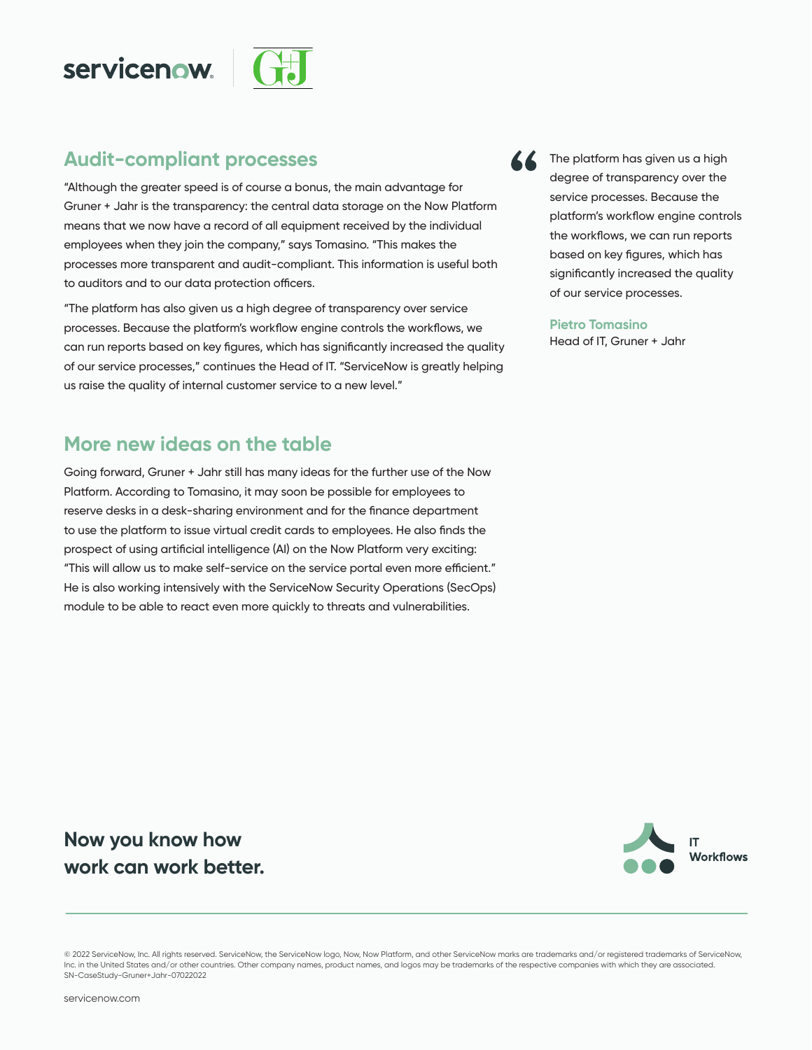## Audit-compliant processes

"Although the greater speed is of course a bonus, the main advantage for Gruner + Jahr is the transparency: the central data storage on the Now Platform means that we now have a record of all equipment received by the individual employees when they join the company," says Tomasino. "This makes the processes more transparent and audit-compliant. This information is useful both to auditors and to our data protection officers.

"The platform has also given us a high degree of transparency over service processes. Because the platform's workflow engine controls the workflows, we can run reports based on key figures, which has significantly increased the quality of our service processes," continues the Head of IT. "ServiceNow is greatly helping us raise the quality of internal customer service to a new level."

> The platform has given us a high degree of transparency over the service processes. Because the platform's workflow engine controls the workflows, we can run reports based on key figures, which has significantly increased the quality of our service processes.
>
> **Pietro Tomasino**
> Head of IT, Gruner + Jahr

## More new ideas on the table

Going forward, Gruner + Jahr still has many ideas for the further use of the Now Platform. According to Tomasino, it may soon be possible for employees to reserve desks in a desk-sharing environment and for the finance department to use the platform to issue virtual credit cards to employees. He also finds the prospect of using artificial intelligence (AI) on the Now Platform very exciting: "This will allow us to make self-service on the service portal even more efficient." He is also working intensively with the ServiceNow Security Operations (SecOps) module to be able to react even more quickly to threats and vulnerabilities.

**Now you know how work can work better.**

IT Workflows

© 2022 ServiceNow, Inc. All rights reserved. ServiceNow, the ServiceNow logo, Now, Now Platform, and other ServiceNow marks are trademarks and/or registered trademarks of ServiceNow, Inc. in the United States and/or other countries. Other company names, product names, and logos may be trademarks of the respective companies with which they are associated.
SN-CaseStudy-Gruner+Jahr-07022022

servicenow.com